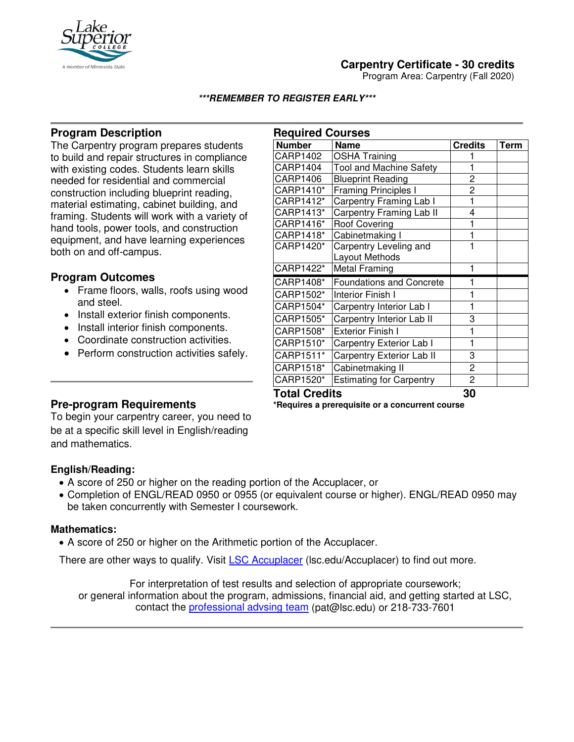# Carpentry Certificate - 30 credits

Program Area: Carpentry (Fall 2020)

***REMEMBER TO REGISTER EARLY***

## Program Description

The Carpentry program prepares students to build and repair structures in compliance with existing codes. Students learn skills needed for residential and commercial construction including blueprint reading, material estimating, cabinet building, and framing. Students will work with a variety of hand tools, power tools, and construction equipment, and have learning experiences both on and off-campus.

## Program Outcomes

- Frame floors, walls, roofs using wood and steel.
- Install exterior finish components.
- Install interior finish components.
- Coordinate construction activities.
- Perform construction activities safely.

## Required Courses

| Number | Name | Credits | Term |
|---|---|---|---|
| CARP1402 | OSHA Training | 1 | |
| CARP1404 | Tool and Machine Safety | 1 | |
| CARP1406 | Blueprint Reading | 2 | |
| CARP1410* | Framing Principles I | 2 | |
| CARP1412* | Carpentry Framing Lab I | 1 | |
| CARP1413* | Carpentry Framing Lab II | 4 | |
| CARP1416* | Roof Covering | 1 | |
| CARP1418* | Cabinetmaking I | 1 | |
| CARP1420* | Carpentry Leveling and Layout Methods | 1 | |
| CARP1422* | Metal Framing | 1 | |
| CARP1408* | Foundations and Concrete | 1 | |
| CARP1502* | Interior Finish I | 1 | |
| CARP1504* | Carpentry Interior Lab I | 1 | |
| CARP1505* | Carpentry Interior Lab II | 3 | |
| CARP1508* | Exterior Finish I | 1 | |
| CARP1510* | Carpentry Exterior Lab I | 1 | |
| CARP1511* | Carpentry Exterior Lab II | 3 | |
| CARP1518* | Cabinetmaking II | 2 | |
| CARP1520* | Estimating for Carpentry | 2 | |
| **Total Credits** | | **30** | |

***Requires a prerequisite or a concurrent course**

## Pre-program Requirements

To begin your carpentry career, you need to be at a specific skill level in English/reading and mathematics.

### English/Reading:

- A score of 250 or higher on the reading portion of the Accuplacer, or
- Completion of ENGL/READ 0950 or 0955 (or equivalent course or higher). ENGL/READ 0950 may be taken concurrently with Semester I coursework.

### Mathematics:

- A score of 250 or higher on the Arithmetic portion of the Accuplacer.

There are other ways to qualify. Visit LSC Accuplacer (lsc.edu/Accuplacer) to find out more.

For interpretation of test results and selection of appropriate coursework; or general information about the program, admissions, financial aid, and getting started at LSC, contact the professional advsing team (pat@lsc.edu) or 218-733-7601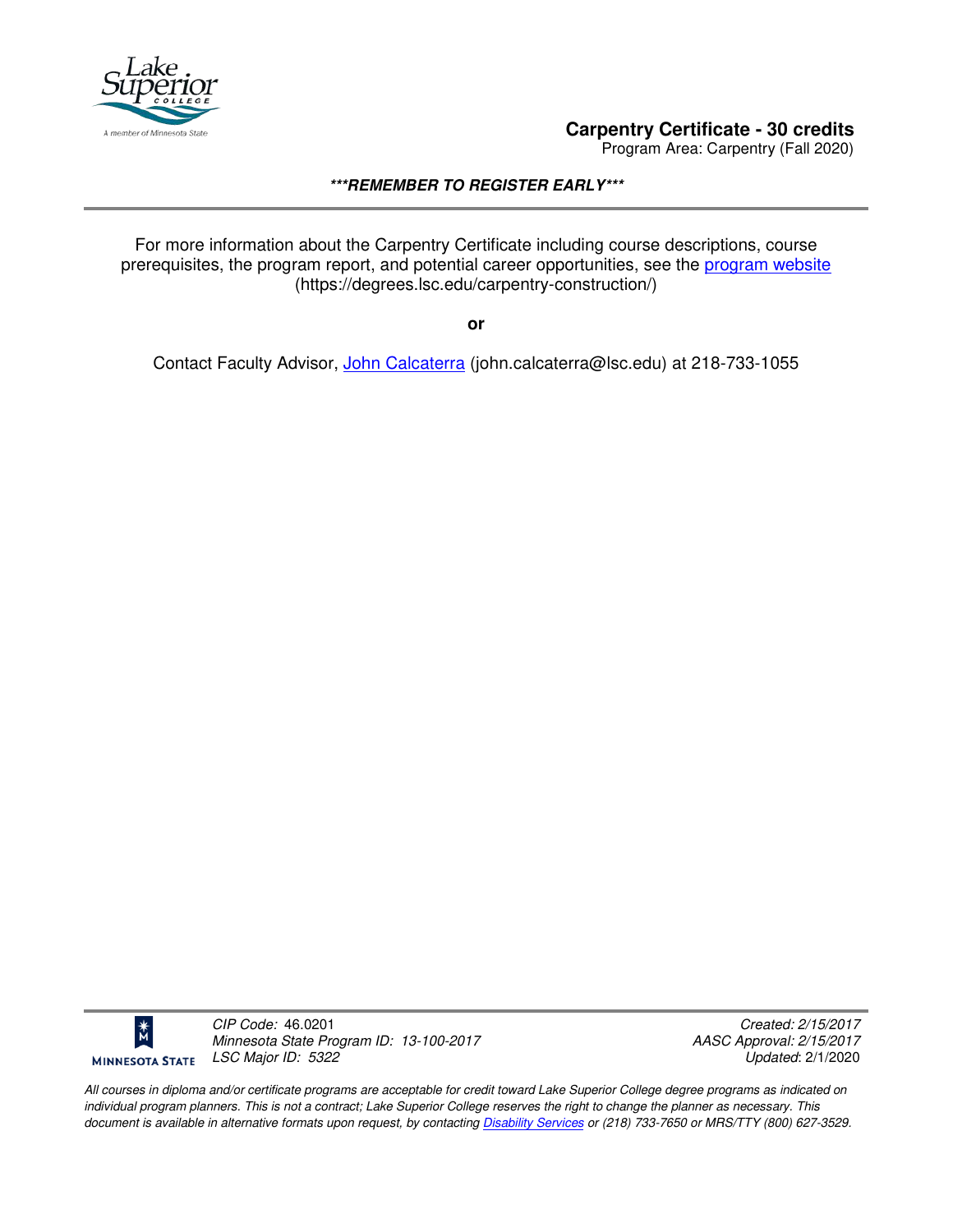**Carpentry Certificate - 30 credits**
Program Area: Carpentry (Fall 2020)

***REMEMBER TO REGISTER EARLY***

For more information about the Carpentry Certificate including course descriptions, course prerequisites, the program report, and potential career opportunities, see the program website (https://degrees.lsc.edu/carpentry-construction/)

**or**

Contact Faculty Advisor, John Calcaterra (john.calcaterra@lsc.edu) at 218-733-1055

*CIP Code:* 46.0201
*Minnesota State Program ID: 13-100-2017*
*LSC Major ID: 5322*

*Created: 2/15/2017*
*AASC Approval: 2/15/2017*
*Updated*: 2/1/2020

*All courses in diploma and/or certificate programs are acceptable for credit toward Lake Superior College degree programs as indicated on individual program planners. This is not a contract; Lake Superior College reserves the right to change the planner as necessary. This document is available in alternative formats upon request, by contacting Disability Services or (218) 733-7650 or MRS/TTY (800) 627-3529.*